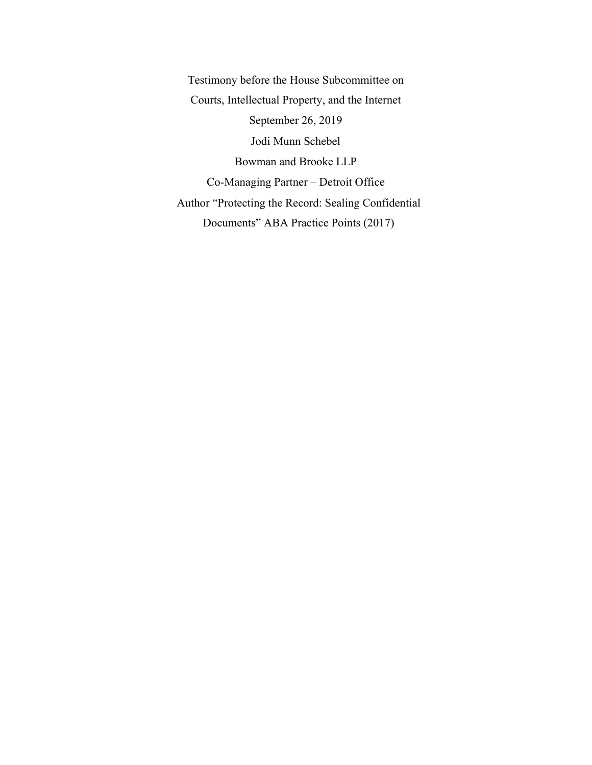Testimony before the House Subcommittee on

Courts, Intellectual Property, and the Internet

September 26, 2019

Jodi Munn Schebel

Bowman and Brooke LLP

Co-Managing Partner – Detroit Office

Author "Protecting the Record: Sealing Confidential Documents" ABA Practice Points (2017)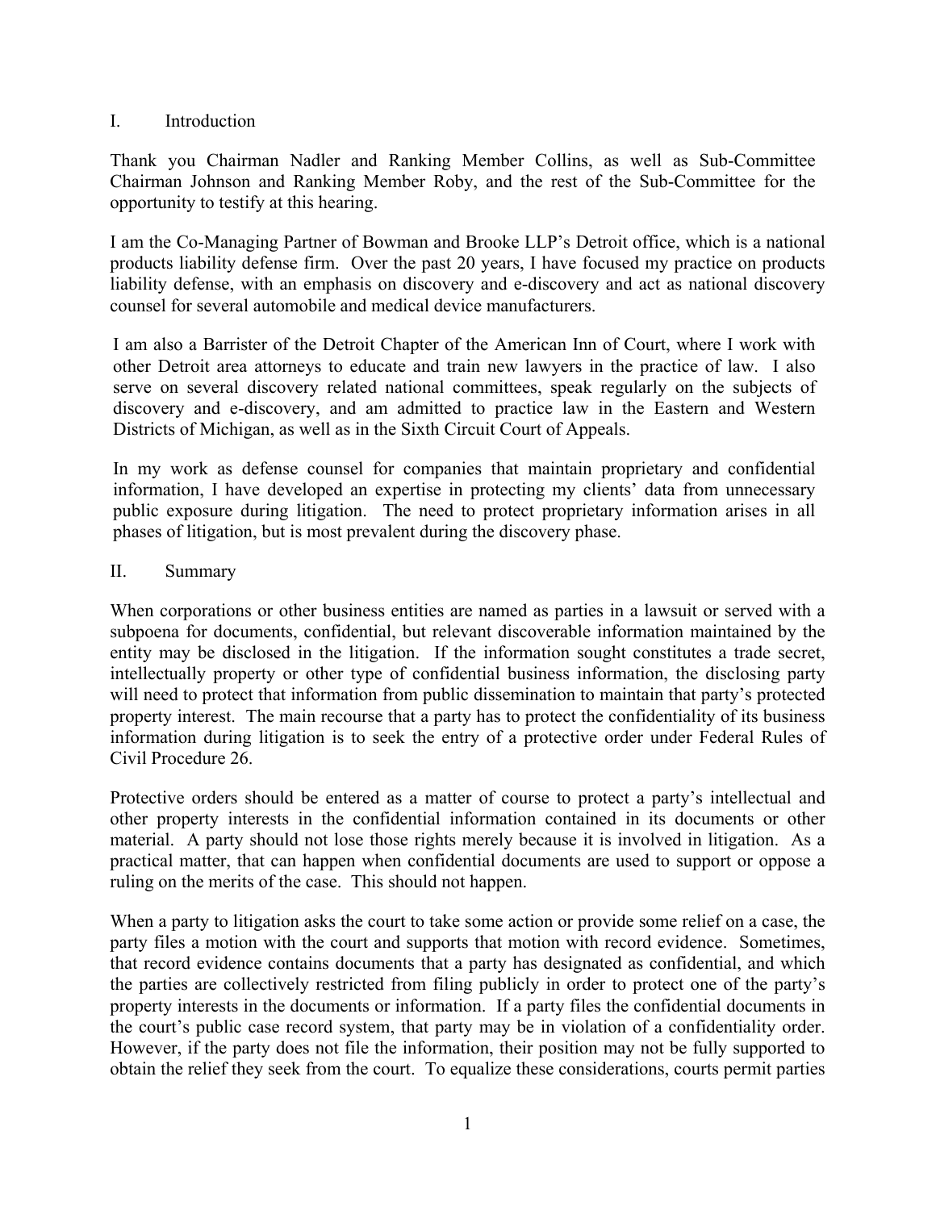## I. Introduction

Thank you Chairman Nadler and Ranking Member Collins, as well as Sub-Committee Chairman Johnson and Ranking Member Roby, and the rest of the Sub-Committee for the opportunity to testify at this hearing.

I am the Co-Managing Partner of Bowman and Brooke LLP's Detroit office, which is a national products liability defense firm. Over the past 20 years, I have focused my practice on products liability defense, with an emphasis on discovery and e-discovery and act as national discovery counsel for several automobile and medical device manufacturers.

I am also a Barrister of the Detroit Chapter of the American Inn of Court, where I work with other Detroit area attorneys to educate and train new lawyers in the practice of law. I also serve on several discovery related national committees, speak regularly on the subjects of discovery and e-discovery, and am admitted to practice law in the Eastern and Western Districts of Michigan, as well as in the Sixth Circuit Court of Appeals.

In my work as defense counsel for companies that maintain proprietary and confidential information, I have developed an expertise in protecting my clients' data from unnecessary public exposure during litigation. The need to protect proprietary information arises in all phases of litigation, but is most prevalent during the discovery phase.

## II. Summary

When corporations or other business entities are named as parties in a lawsuit or served with a subpoena for documents, confidential, but relevant discoverable information maintained by the entity may be disclosed in the litigation. If the information sought constitutes a trade secret, intellectually property or other type of confidential business information, the disclosing party will need to protect that information from public dissemination to maintain that party's protected property interest. The main recourse that a party has to protect the confidentiality of its business information during litigation is to seek the entry of a protective order under Federal Rules of Civil Procedure 26.

Protective orders should be entered as a matter of course to protect a party's intellectual and other property interests in the confidential information contained in its documents or other material. A party should not lose those rights merely because it is involved in litigation. As a practical matter, that can happen when confidential documents are used to support or oppose a ruling on the merits of the case. This should not happen.

When a party to litigation asks the court to take some action or provide some relief on a case, the party files a motion with the court and supports that motion with record evidence. Sometimes, that record evidence contains documents that a party has designated as confidential, and which the parties are collectively restricted from filing publicly in order to protect one of the party's property interests in the documents or information. If a party files the confidential documents in the court's public case record system, that party may be in violation of a confidentiality order. However, if the party does not file the information, their position may not be fully supported to obtain the relief they seek from the court. To equalize these considerations, courts permit parties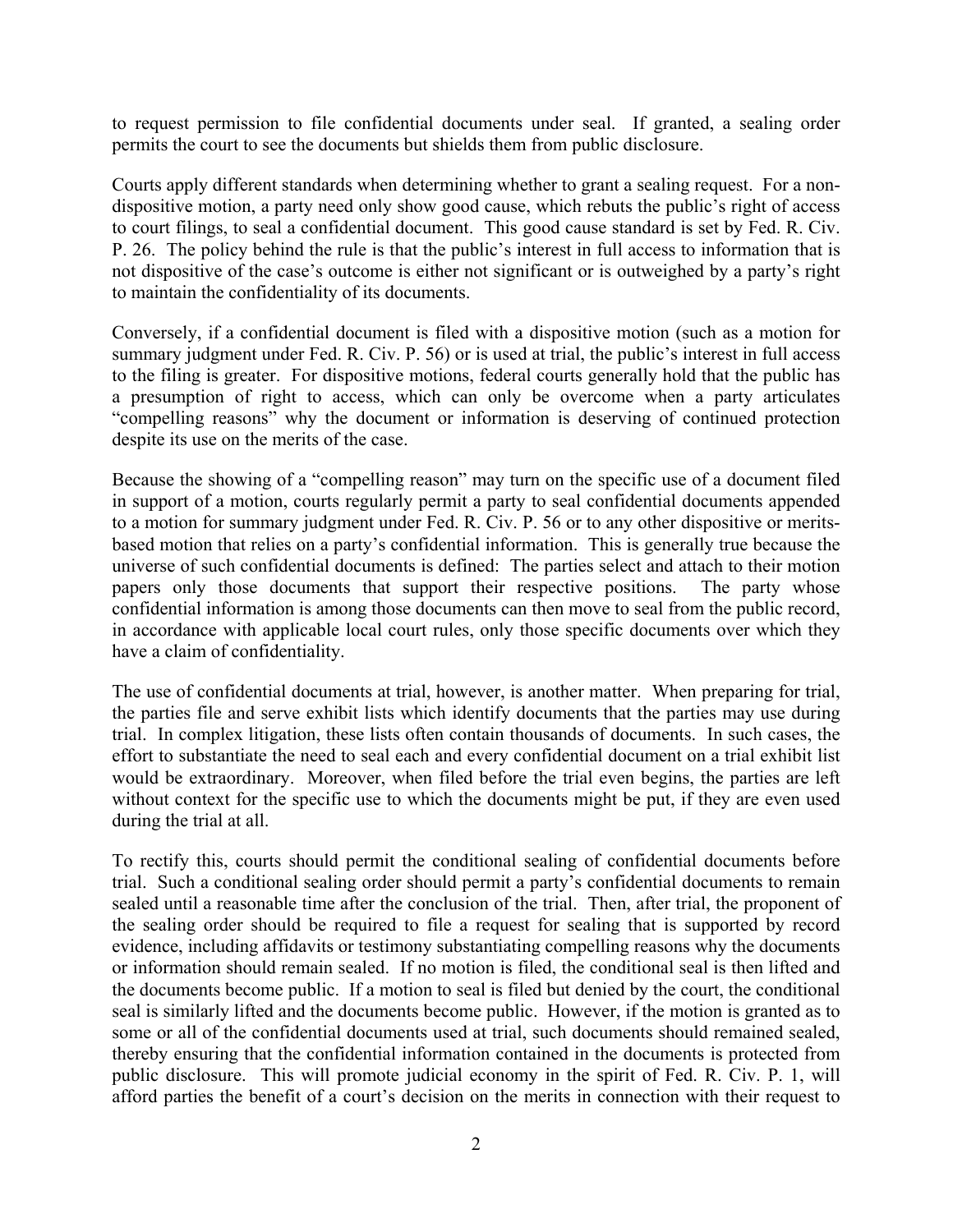to request permission to file confidential documents under seal. If granted, a sealing order permits the court to see the documents but shields them from public disclosure.

Courts apply different standards when determining whether to grant a sealing request. For a non-dispositive motion, a party need only show good cause, which rebuts the public's right of access to court filings, to seal a confidential document. This good cause standard is set by Fed. R. Civ. P. 26. The policy behind the rule is that the public's interest in full access to information that is not dispositive of the case's outcome is either not significant or is outweighed by a party's right to maintain the confidentiality of its documents.

Conversely, if a confidential document is filed with a dispositive motion (such as a motion for summary judgment under Fed. R. Civ. P. 56) or is used at trial, the public's interest in full access to the filing is greater. For dispositive motions, federal courts generally hold that the public has a presumption of right to access, which can only be overcome when a party articulates "compelling reasons" why the document or information is deserving of continued protection despite its use on the merits of the case.

Because the showing of a "compelling reason" may turn on the specific use of a document filed in support of a motion, courts regularly permit a party to seal confidential documents appended to a motion for summary judgment under Fed. R. Civ. P. 56 or to any other dispositive or merits-based motion that relies on a party's confidential information. This is generally true because the universe of such confidential documents is defined: The parties select and attach to their motion papers only those documents that support their respective positions. The party whose confidential information is among those documents can then move to seal from the public record, in accordance with applicable local court rules, only those specific documents over which they have a claim of confidentiality.

The use of confidential documents at trial, however, is another matter. When preparing for trial, the parties file and serve exhibit lists which identify documents that the parties may use during trial. In complex litigation, these lists often contain thousands of documents. In such cases, the effort to substantiate the need to seal each and every confidential document on a trial exhibit list would be extraordinary. Moreover, when filed before the trial even begins, the parties are left without context for the specific use to which the documents might be put, if they are even used during the trial at all.

To rectify this, courts should permit the conditional sealing of confidential documents before trial. Such a conditional sealing order should permit a party's confidential documents to remain sealed until a reasonable time after the conclusion of the trial. Then, after trial, the proponent of the sealing order should be required to file a request for sealing that is supported by record evidence, including affidavits or testimony substantiating compelling reasons why the documents or information should remain sealed. If no motion is filed, the conditional seal is then lifted and the documents become public. If a motion to seal is filed but denied by the court, the conditional seal is similarly lifted and the documents become public. However, if the motion is granted as to some or all of the confidential documents used at trial, such documents should remained sealed, thereby ensuring that the confidential information contained in the documents is protected from public disclosure. This will promote judicial economy in the spirit of Fed. R. Civ. P. 1, will afford parties the benefit of a court's decision on the merits in connection with their request to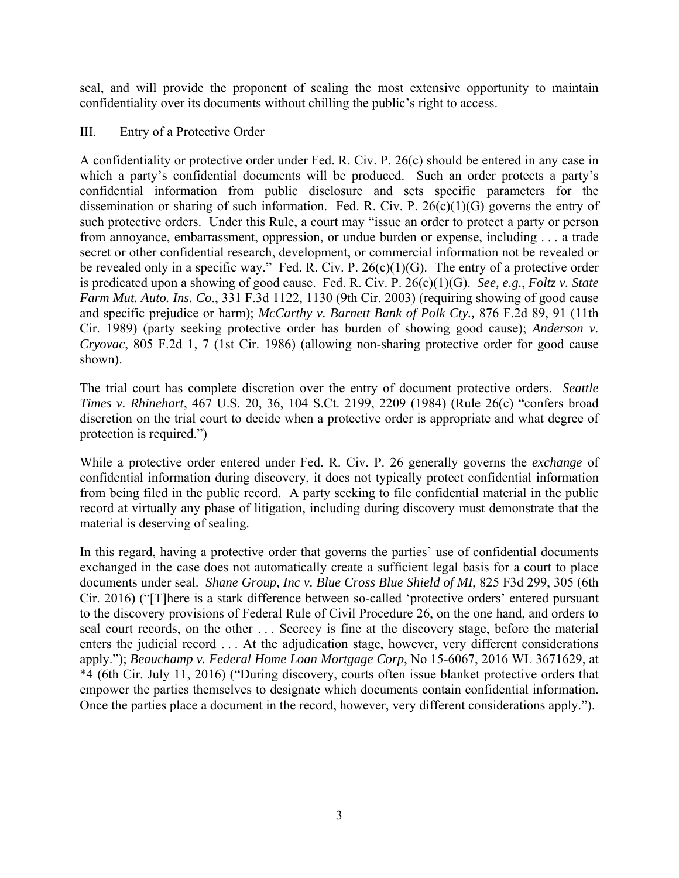seal, and will provide the proponent of sealing the most extensive opportunity to maintain confidentiality over its documents without chilling the public's right to access.

## III. Entry of a Protective Order

A confidentiality or protective order under Fed. R. Civ. P. 26(c) should be entered in any case in which a party's confidential documents will be produced. Such an order protects a party's confidential information from public disclosure and sets specific parameters for the dissemination or sharing of such information. Fed. R. Civ. P. 26(c)(1)(G) governs the entry of such protective orders. Under this Rule, a court may "issue an order to protect a party or person from annoyance, embarrassment, oppression, or undue burden or expense, including . . . a trade secret or other confidential research, development, or commercial information not be revealed or be revealed only in a specific way." Fed. R. Civ. P. 26(c)(1)(G). The entry of a protective order is predicated upon a showing of good cause. Fed. R. Civ. P. 26(c)(1)(G). *See, e.g.*, *Foltz v. State Farm Mut. Auto. Ins. Co.*, 331 F.3d 1122, 1130 (9th Cir. 2003) (requiring showing of good cause and specific prejudice or harm); *McCarthy v. Barnett Bank of Polk Cty.,* 876 F.2d 89, 91 (11th Cir. 1989) (party seeking protective order has burden of showing good cause); *Anderson v. Cryovac*, 805 F.2d 1, 7 (1st Cir. 1986) (allowing non-sharing protective order for good cause shown).

The trial court has complete discretion over the entry of document protective orders. *Seattle Times v. Rhinehart*, 467 U.S. 20, 36, 104 S.Ct. 2199, 2209 (1984) (Rule 26(c) "confers broad discretion on the trial court to decide when a protective order is appropriate and what degree of protection is required.")

While a protective order entered under Fed. R. Civ. P. 26 generally governs the *exchange* of confidential information during discovery, it does not typically protect confidential information from being filed in the public record. A party seeking to file confidential material in the public record at virtually any phase of litigation, including during discovery must demonstrate that the material is deserving of sealing.

In this regard, having a protective order that governs the parties' use of confidential documents exchanged in the case does not automatically create a sufficient legal basis for a court to place documents under seal. *Shane Group, Inc v. Blue Cross Blue Shield of MI*, 825 F3d 299, 305 (6th Cir. 2016) ("[T]here is a stark difference between so-called 'protective orders' entered pursuant to the discovery provisions of Federal Rule of Civil Procedure 26, on the one hand, and orders to seal court records, on the other . . . Secrecy is fine at the discovery stage, before the material enters the judicial record . . . At the adjudication stage, however, very different considerations apply."); *Beauchamp v. Federal Home Loan Mortgage Corp*, No 15-6067, 2016 WL 3671629, at *4 (6th Cir. July 11, 2016) ("During discovery, courts often issue blanket protective orders that empower the parties themselves to designate which documents contain confidential information. Once the parties place a document in the record, however, very different considerations apply.").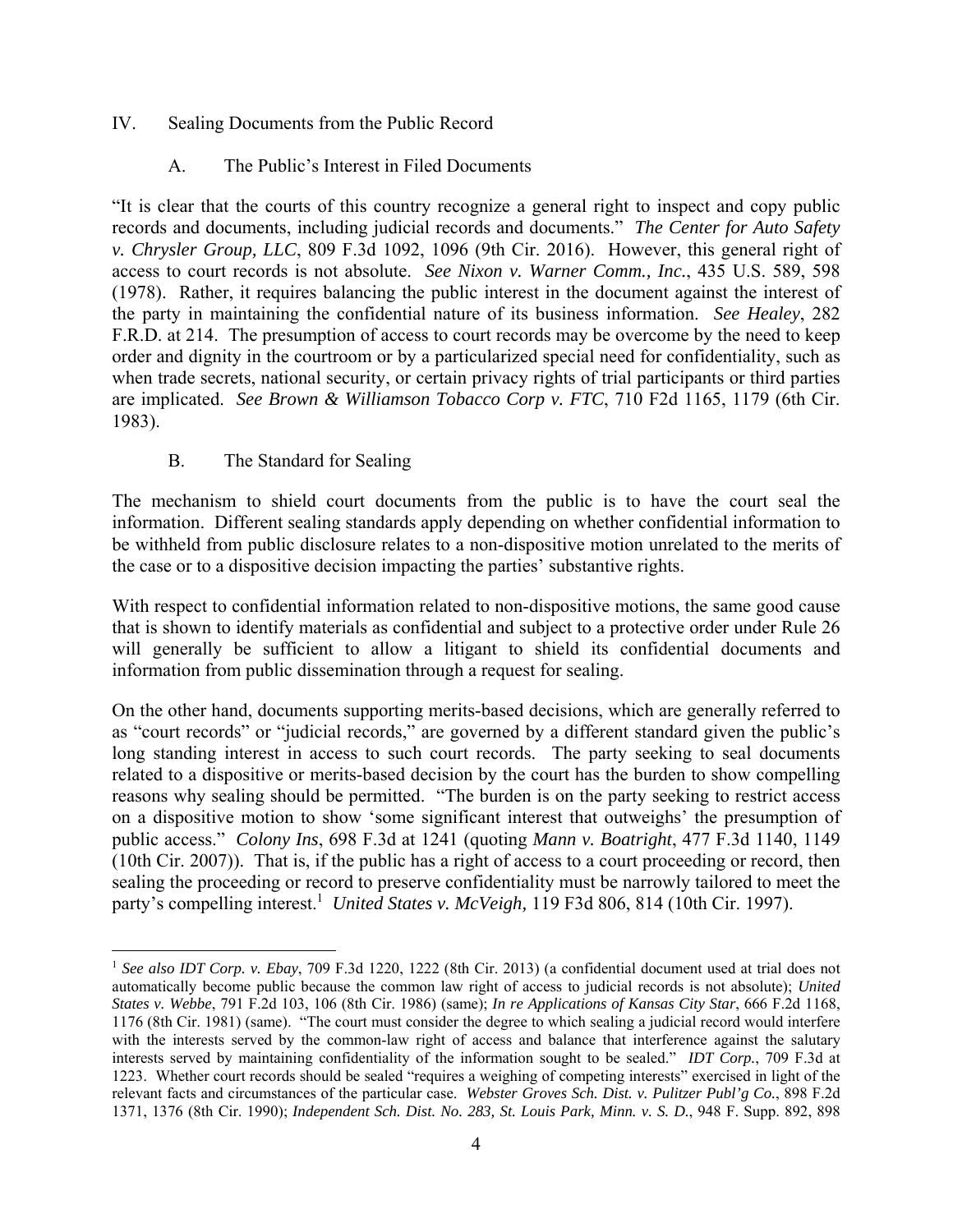IV. Sealing Documents from the Public Record

A. The Public's Interest in Filed Documents

"It is clear that the courts of this country recognize a general right to inspect and copy public records and documents, including judicial records and documents." *The Center for Auto Safety v. Chrysler Group, LLC*, 809 F.3d 1092, 1096 (9th Cir. 2016). However, this general right of access to court records is not absolute. *See Nixon v. Warner Comm., Inc.*, 435 U.S. 589, 598 (1978). Rather, it requires balancing the public interest in the document against the interest of the party in maintaining the confidential nature of its business information. *See Healey*, 282 F.R.D. at 214. The presumption of access to court records may be overcome by the need to keep order and dignity in the courtroom or by a particularized special need for confidentiality, such as when trade secrets, national security, or certain privacy rights of trial participants or third parties are implicated. *See Brown & Williamson Tobacco Corp v. FTC*, 710 F2d 1165, 1179 (6th Cir. 1983).

B. The Standard for Sealing

The mechanism to shield court documents from the public is to have the court seal the information. Different sealing standards apply depending on whether confidential information to be withheld from public disclosure relates to a non-dispositive motion unrelated to the merits of the case or to a dispositive decision impacting the parties' substantive rights.

With respect to confidential information related to non-dispositive motions, the same good cause that is shown to identify materials as confidential and subject to a protective order under Rule 26 will generally be sufficient to allow a litigant to shield its confidential documents and information from public dissemination through a request for sealing.

On the other hand, documents supporting merits-based decisions, which are generally referred to as "court records" or "judicial records," are governed by a different standard given the public's long standing interest in access to such court records. The party seeking to seal documents related to a dispositive or merits-based decision by the court has the burden to show compelling reasons why sealing should be permitted. "The burden is on the party seeking to restrict access on a dispositive motion to show 'some significant interest that outweighs' the presumption of public access." *Colony Ins*, 698 F.3d at 1241 (quoting *Mann v. Boatright*, 477 F.3d 1140, 1149 (10th Cir. 2007)). That is, if the public has a right of access to a court proceeding or record, then sealing the proceeding or record to preserve confidentiality must be narrowly tailored to meet the party's compelling interest.[1] *United States v. McVeigh,* 119 F3d 806, 814 (10th Cir. 1997).

---

[1] *See also IDT Corp. v. Ebay*, 709 F.3d 1220, 1222 (8th Cir. 2013) (a confidential document used at trial does not automatically become public because the common law right of access to judicial records is not absolute); *United States v. Webbe*, 791 F.2d 103, 106 (8th Cir. 1986) (same); *In re Applications of Kansas City Star*, 666 F.2d 1168, 1176 (8th Cir. 1981) (same). "The court must consider the degree to which sealing a judicial record would interfere with the interests served by the common-law right of access and balance that interference against the salutary interests served by maintaining confidentiality of the information sought to be sealed." *IDT Corp.*, 709 F.3d at 1223. Whether court records should be sealed "requires a weighing of competing interests" exercised in light of the relevant facts and circumstances of the particular case. *Webster Groves Sch. Dist. v. Pulitzer Publ'g Co.*, 898 F.2d 1371, 1376 (8th Cir. 1990); *Independent Sch. Dist. No. 283, St. Louis Park, Minn. v. S. D.*, 948 F. Supp. 892, 898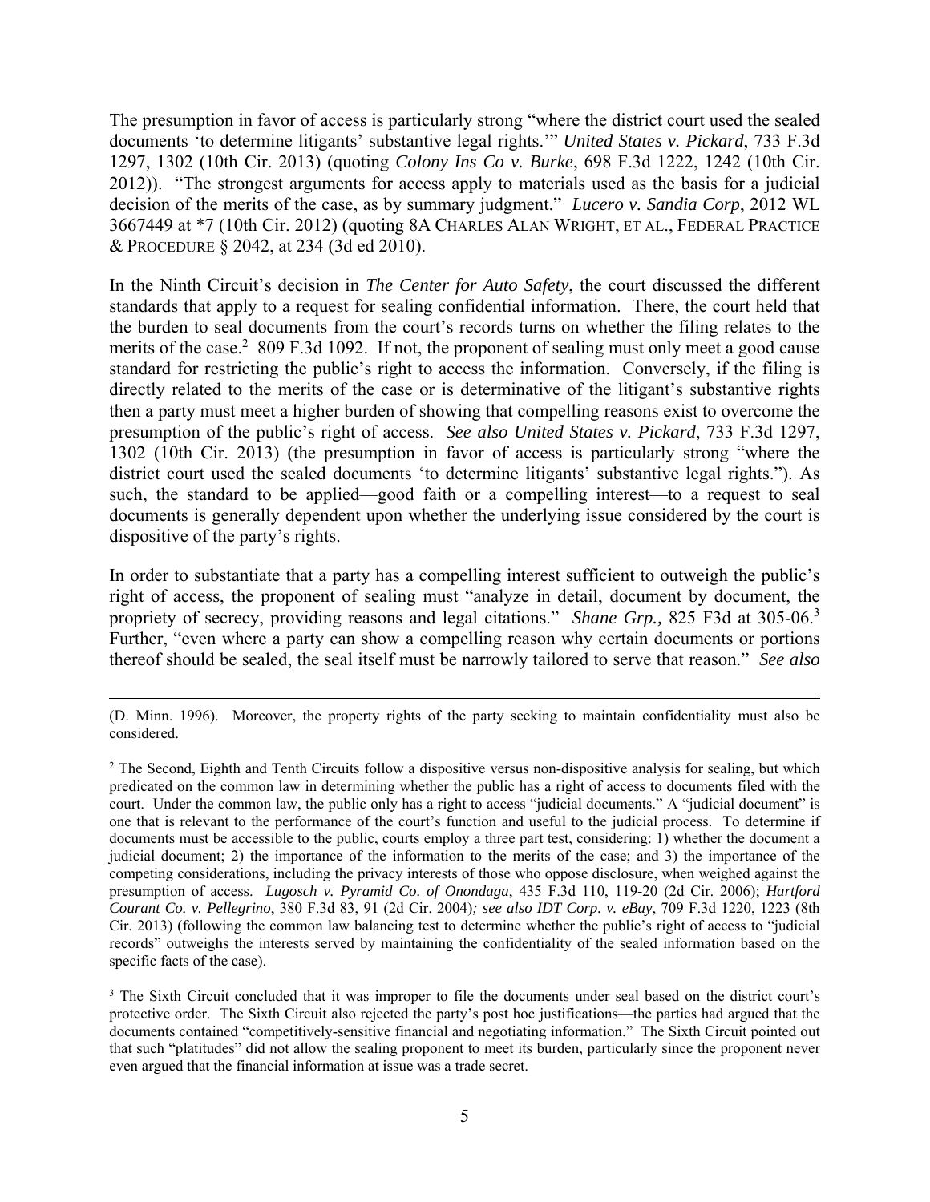The presumption in favor of access is particularly strong "where the district court used the sealed documents 'to determine litigants' substantive legal rights.'" *United States v. Pickard*, 733 F.3d 1297, 1302 (10th Cir. 2013) (quoting *Colony Ins Co v. Burke*, 698 F.3d 1222, 1242 (10th Cir. 2012)). "The strongest arguments for access apply to materials used as the basis for a judicial decision of the merits of the case, as by summary judgment." *Lucero v. Sandia Corp*, 2012 WL 3667449 at *7 (10th Cir. 2012) (quoting 8A CHARLES ALAN WRIGHT, ET AL., FEDERAL PRACTICE & PROCEDURE § 2042, at 234 (3d ed 2010).

In the Ninth Circuit's decision in *The Center for Auto Safety*, the court discussed the different standards that apply to a request for sealing confidential information. There, the court held that the burden to seal documents from the court's records turns on whether the filing relates to the merits of the case.[2] 809 F.3d 1092. If not, the proponent of sealing must only meet a good cause standard for restricting the public's right to access the information. Conversely, if the filing is directly related to the merits of the case or is determinative of the litigant's substantive rights then a party must meet a higher burden of showing that compelling reasons exist to overcome the presumption of the public's right of access. *See also United States v. Pickard*, 733 F.3d 1297, 1302 (10th Cir. 2013) (the presumption in favor of access is particularly strong "where the district court used the sealed documents 'to determine litigants' substantive legal rights."). As such, the standard to be applied—good faith or a compelling interest—to a request to seal documents is generally dependent upon whether the underlying issue considered by the court is dispositive of the party's rights.

In order to substantiate that a party has a compelling interest sufficient to outweigh the public's right of access, the proponent of sealing must "analyze in detail, document by document, the propriety of secrecy, providing reasons and legal citations." *Shane Grp.,* 825 F3d at 305-06.[3] Further, "even where a party can show a compelling reason why certain documents or portions thereof should be sealed, the seal itself must be narrowly tailored to serve that reason." *See also*

---

(D. Minn. 1996). Moreover, the property rights of the party seeking to maintain confidentiality must also be considered.

[2] The Second, Eighth and Tenth Circuits follow a dispositive versus non-dispositive analysis for sealing, but which predicated on the common law in determining whether the public has a right of access to documents filed with the court. Under the common law, the public only has a right to access "judicial documents." A "judicial document" is one that is relevant to the performance of the court's function and useful to the judicial process. To determine if documents must be accessible to the public, courts employ a three part test, considering: 1) whether the document a judicial document; 2) the importance of the information to the merits of the case; and 3) the importance of the competing considerations, including the privacy interests of those who oppose disclosure, when weighed against the presumption of access. *Lugosch v. Pyramid Co. of Onondaga*, 435 F.3d 110, 119-20 (2d Cir. 2006); *Hartford Courant Co. v. Pellegrino*, 380 F.3d 83, 91 (2d Cir. 2004); *see also IDT Corp. v. eBay*, 709 F.3d 1220, 1223 (8th Cir. 2013) (following the common law balancing test to determine whether the public's right of access to "judicial records" outweighs the interests served by maintaining the confidentiality of the sealed information based on the specific facts of the case).

[3] The Sixth Circuit concluded that it was improper to file the documents under seal based on the district court's protective order. The Sixth Circuit also rejected the party's post hoc justifications—the parties had argued that the documents contained "competitively-sensitive financial and negotiating information." The Sixth Circuit pointed out that such "platitudes" did not allow the sealing proponent to meet its burden, particularly since the proponent never even argued that the financial information at issue was a trade secret.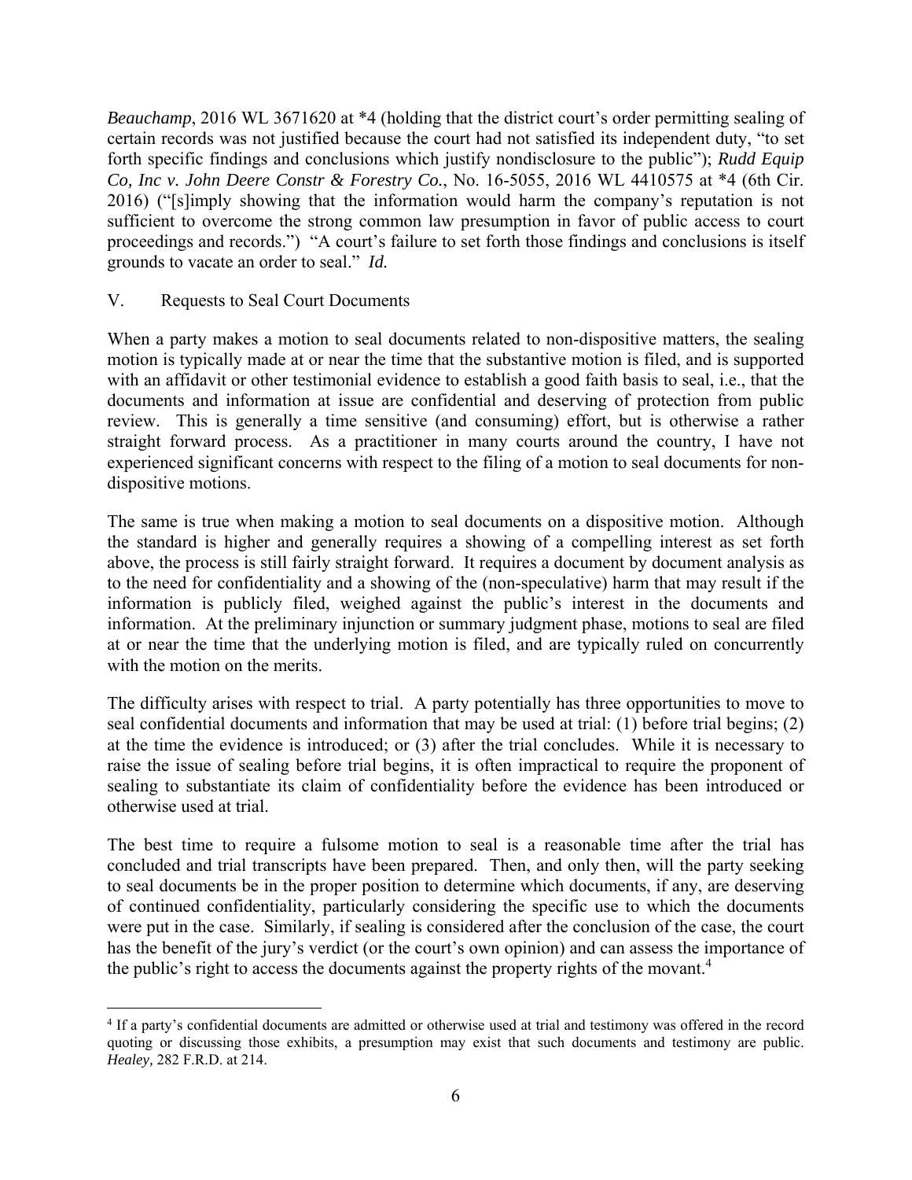*Beauchamp*, 2016 WL 3671620 at *4 (holding that the district court's order permitting sealing of certain records was not justified because the court had not satisfied its independent duty, "to set forth specific findings and conclusions which justify nondisclosure to the public"); *Rudd Equip Co, Inc v. John Deere Constr & Forestry Co.*, No. 16-5055, 2016 WL 4410575 at *4 (6th Cir. 2016) ("[s]imply showing that the information would harm the company's reputation is not sufficient to overcome the strong common law presumption in favor of public access to court proceedings and records.") "A court's failure to set forth those findings and conclusions is itself grounds to vacate an order to seal." ***Id.***

## V. Requests to Seal Court Documents

When a party makes a motion to seal documents related to non-dispositive matters, the sealing motion is typically made at or near the time that the substantive motion is filed, and is supported with an affidavit or other testimonial evidence to establish a good faith basis to seal, i.e., that the documents and information at issue are confidential and deserving of protection from public review. This is generally a time sensitive (and consuming) effort, but is otherwise a rather straight forward process. As a practitioner in many courts around the country, I have not experienced significant concerns with respect to the filing of a motion to seal documents for non-dispositive motions.

The same is true when making a motion to seal documents on a dispositive motion. Although the standard is higher and generally requires a showing of a compelling interest as set forth above, the process is still fairly straight forward. It requires a document by document analysis as to the need for confidentiality and a showing of the (non-speculative) harm that may result if the information is publicly filed, weighed against the public's interest in the documents and information. At the preliminary injunction or summary judgment phase, motions to seal are filed at or near the time that the underlying motion is filed, and are typically ruled on concurrently with the motion on the merits.

The difficulty arises with respect to trial. A party potentially has three opportunities to move to seal confidential documents and information that may be used at trial: (1) before trial begins; (2) at the time the evidence is introduced; or (3) after the trial concludes. While it is necessary to raise the issue of sealing before trial begins, it is often impractical to require the proponent of sealing to substantiate its claim of confidentiality before the evidence has been introduced or otherwise used at trial.

The best time to require a fulsome motion to seal is a reasonable time after the trial has concluded and trial transcripts have been prepared. Then, and only then, will the party seeking to seal documents be in the proper position to determine which documents, if any, are deserving of continued confidentiality, particularly considering the specific use to which the documents were put in the case. Similarly, if sealing is considered after the conclusion of the case, the court has the benefit of the jury's verdict (or the court's own opinion) and can assess the importance of the public's right to access the documents against the property rights of the movant.[4]

---

[4] If a party's confidential documents are admitted or otherwise used at trial and testimony was offered in the record quoting or discussing those exhibits, a presumption may exist that such documents and testimony are public. *Healey,* 282 F.R.D. at 214.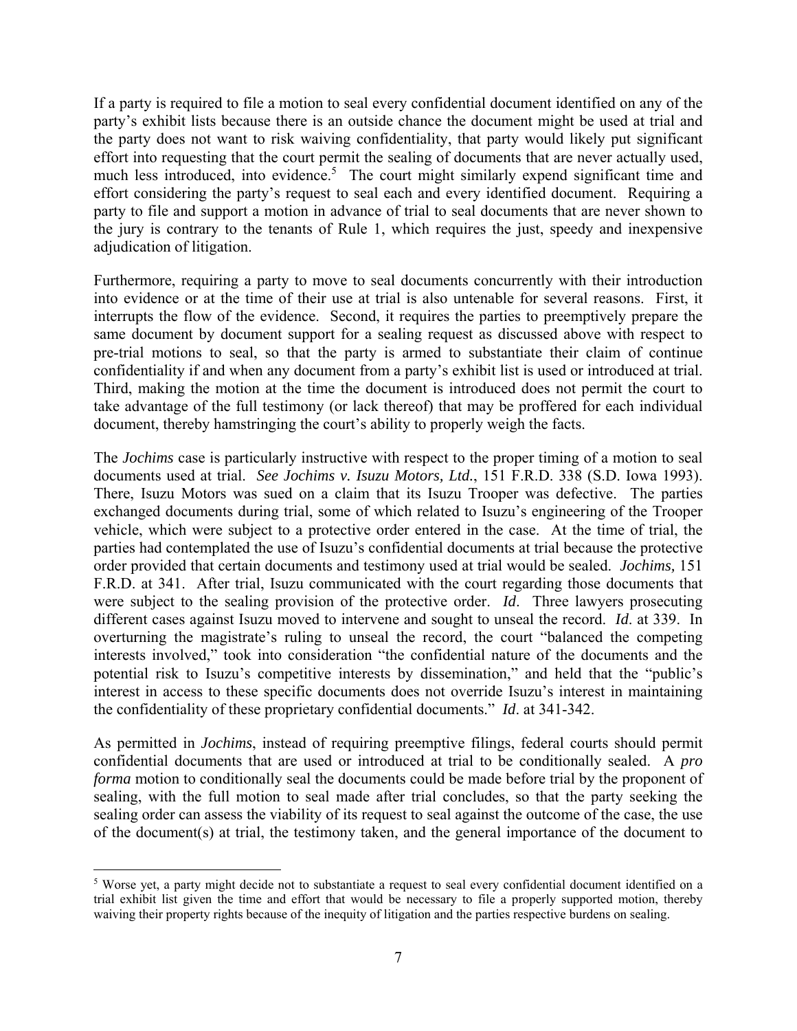If a party is required to file a motion to seal every confidential document identified on any of the party's exhibit lists because there is an outside chance the document might be used at trial and the party does not want to risk waiving confidentiality, that party would likely put significant effort into requesting that the court permit the sealing of documents that are never actually used, much less introduced, into evidence.[5] The court might similarly expend significant time and effort considering the party's request to seal each and every identified document. Requiring a party to file and support a motion in advance of trial to seal documents that are never shown to the jury is contrary to the tenants of Rule 1, which requires the just, speedy and inexpensive adjudication of litigation.

Furthermore, requiring a party to move to seal documents concurrently with their introduction into evidence or at the time of their use at trial is also untenable for several reasons. First, it interrupts the flow of the evidence. Second, it requires the parties to preemptively prepare the same document by document support for a sealing request as discussed above with respect to pre-trial motions to seal, so that the party is armed to substantiate their claim of continue confidentiality if and when any document from a party's exhibit list is used or introduced at trial. Third, making the motion at the time the document is introduced does not permit the court to take advantage of the full testimony (or lack thereof) that may be proffered for each individual document, thereby hamstringing the court's ability to properly weigh the facts.

The *Jochims* case is particularly instructive with respect to the proper timing of a motion to seal documents used at trial. *See Jochims v. Isuzu Motors, Ltd.*, 151 F.R.D. 338 (S.D. Iowa 1993). There, Isuzu Motors was sued on a claim that its Isuzu Trooper was defective. The parties exchanged documents during trial, some of which related to Isuzu's engineering of the Trooper vehicle, which were subject to a protective order entered in the case. At the time of trial, the parties had contemplated the use of Isuzu's confidential documents at trial because the protective order provided that certain documents and testimony used at trial would be sealed. *Jochims,* 151 F.R.D. at 341. After trial, Isuzu communicated with the court regarding those documents that were subject to the sealing provision of the protective order. *Id*. Three lawyers prosecuting different cases against Isuzu moved to intervene and sought to unseal the record. *Id*. at 339. In overturning the magistrate's ruling to unseal the record, the court "balanced the competing interests involved," took into consideration "the confidential nature of the documents and the potential risk to Isuzu's competitive interests by dissemination," and held that the "public's interest in access to these specific documents does not override Isuzu's interest in maintaining the confidentiality of these proprietary confidential documents." *Id*. at 341-342.

As permitted in *Jochims*, instead of requiring preemptive filings, federal courts should permit confidential documents that are used or introduced at trial to be conditionally sealed. A *pro forma* motion to conditionally seal the documents could be made before trial by the proponent of sealing, with the full motion to seal made after trial concludes, so that the party seeking the sealing order can assess the viability of its request to seal against the outcome of the case, the use of the document(s) at trial, the testimony taken, and the general importance of the document to

---

[5] Worse yet, a party might decide not to substantiate a request to seal every confidential document identified on a trial exhibit list given the time and effort that would be necessary to file a properly supported motion, thereby waiving their property rights because of the inequity of litigation and the parties respective burdens on sealing.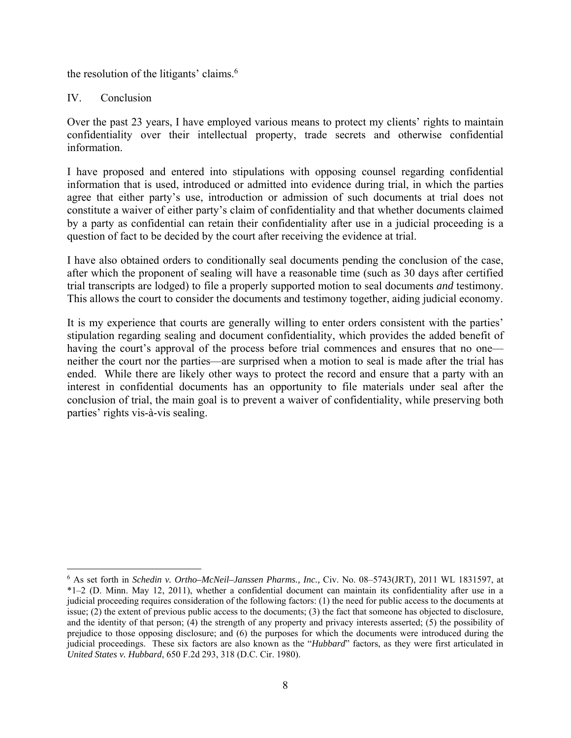the resolution of the litigants' claims.[6]

## IV. Conclusion

Over the past 23 years, I have employed various means to protect my clients' rights to maintain confidentiality over their intellectual property, trade secrets and otherwise confidential information.

I have proposed and entered into stipulations with opposing counsel regarding confidential information that is used, introduced or admitted into evidence during trial, in which the parties agree that either party's use, introduction or admission of such documents at trial does not constitute a waiver of either party's claim of confidentiality and that whether documents claimed by a party as confidential can retain their confidentiality after use in a judicial proceeding is a question of fact to be decided by the court after receiving the evidence at trial.

I have also obtained orders to conditionally seal documents pending the conclusion of the case, after which the proponent of sealing will have a reasonable time (such as 30 days after certified trial transcripts are lodged) to file a properly supported motion to seal documents *and* testimony. This allows the court to consider the documents and testimony together, aiding judicial economy.

It is my experience that courts are generally willing to enter orders consistent with the parties' stipulation regarding sealing and document confidentiality, which provides the added benefit of having the court's approval of the process before trial commences and ensures that no one—neither the court nor the parties—are surprised when a motion to seal is made after the trial has ended. While there are likely other ways to protect the record and ensure that a party with an interest in confidential documents has an opportunity to file materials under seal after the conclusion of trial, the main goal is to prevent a waiver of confidentiality, while preserving both parties' rights vis-à-vis sealing.

---

[6] As set forth in *Schedin v. Ortho–McNeil–Janssen Pharms., Inc.,* Civ. No. 08–5743(JRT), 2011 WL 1831597, at *1–2 (D. Minn. May 12, 2011), whether a confidential document can maintain its confidentiality after use in a judicial proceeding requires consideration of the following factors: (1) the need for public access to the documents at issue; (2) the extent of previous public access to the documents; (3) the fact that someone has objected to disclosure, and the identity of that person; (4) the strength of any property and privacy interests asserted; (5) the possibility of prejudice to those opposing disclosure; and (6) the purposes for which the documents were introduced during the judicial proceedings. These six factors are also known as the "*Hubbard*" factors, as they were first articulated in *United States v. Hubbard*, 650 F.2d 293, 318 (D.C. Cir. 1980).